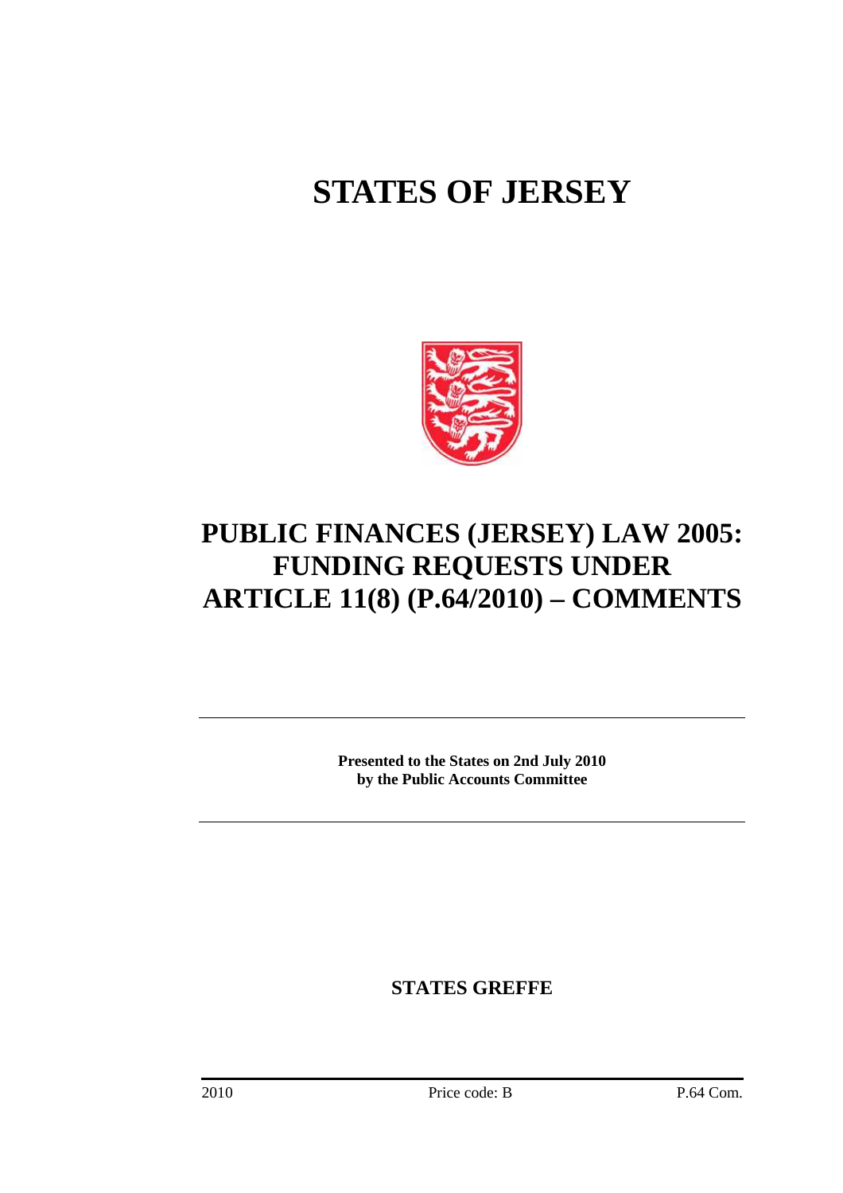# STATES OF JERSEY

# PUBLIC FINANCES (JERSEY) LAW 2005: FUNDING REQUESTS UNDER ARTICLE 11(8) (P.64/2010) – COMMENTS

**Presented to the States on 2nd July 2010**
**by the Public Accounts Committee**

**STATES GREFFE**

2010 Price code: B P.64 Com.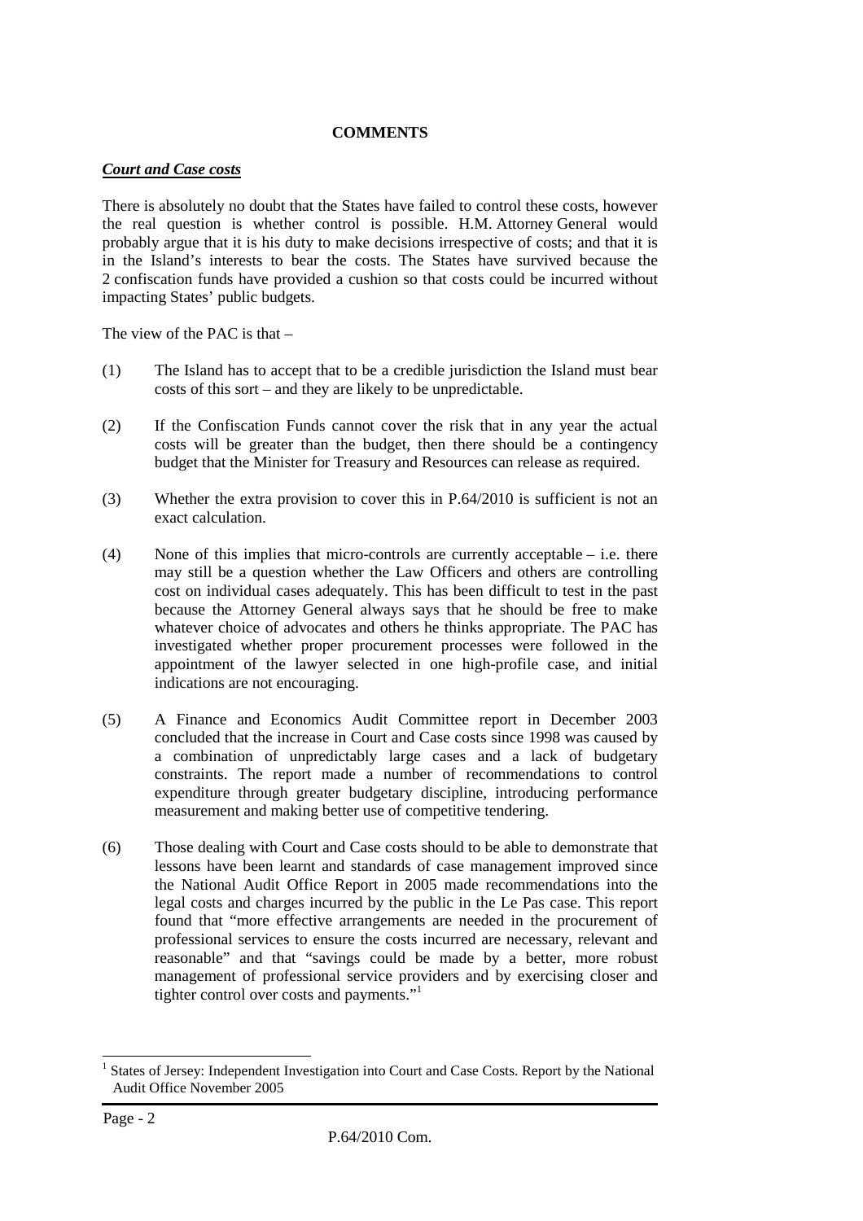**COMMENTS**

***Court and Case costs***

There is absolutely no doubt that the States have failed to control these costs, however the real question is whether control is possible. H.M. Attorney General would probably argue that it is his duty to make decisions irrespective of costs; and that it is in the Island's interests to bear the costs. The States have survived because the 2 confiscation funds have provided a cushion so that costs could be incurred without impacting States' public budgets.

The view of the PAC is that –

(1) The Island has to accept that to be a credible jurisdiction the Island must bear costs of this sort – and they are likely to be unpredictable.

(2) If the Confiscation Funds cannot cover the risk that in any year the actual costs will be greater than the budget, then there should be a contingency budget that the Minister for Treasury and Resources can release as required.

(3) Whether the extra provision to cover this in P.64/2010 is sufficient is not an exact calculation.

(4) None of this implies that micro-controls are currently acceptable – i.e. there may still be a question whether the Law Officers and others are controlling cost on individual cases adequately. This has been difficult to test in the past because the Attorney General always says that he should be free to make whatever choice of advocates and others he thinks appropriate. The PAC has investigated whether proper procurement processes were followed in the appointment of the lawyer selected in one high-profile case, and initial indications are not encouraging.

(5) A Finance and Economics Audit Committee report in December 2003 concluded that the increase in Court and Case costs since 1998 was caused by a combination of unpredictably large cases and a lack of budgetary constraints. The report made a number of recommendations to control expenditure through greater budgetary discipline, introducing performance measurement and making better use of competitive tendering.

(6) Those dealing with Court and Case costs should to be able to demonstrate that lessons have been learnt and standards of case management improved since the National Audit Office Report in 2005 made recommendations into the legal costs and charges incurred by the public in the Le Pas case. This report found that "more effective arrangements are needed in the procurement of professional services to ensure the costs incurred are necessary, relevant and reasonable" and that "savings could be made by a better, more robust management of professional service providers and by exercising closer and tighter control over costs and payments."[1]

[1] States of Jersey: Independent Investigation into Court and Case Costs. Report by the National Audit Office November 2005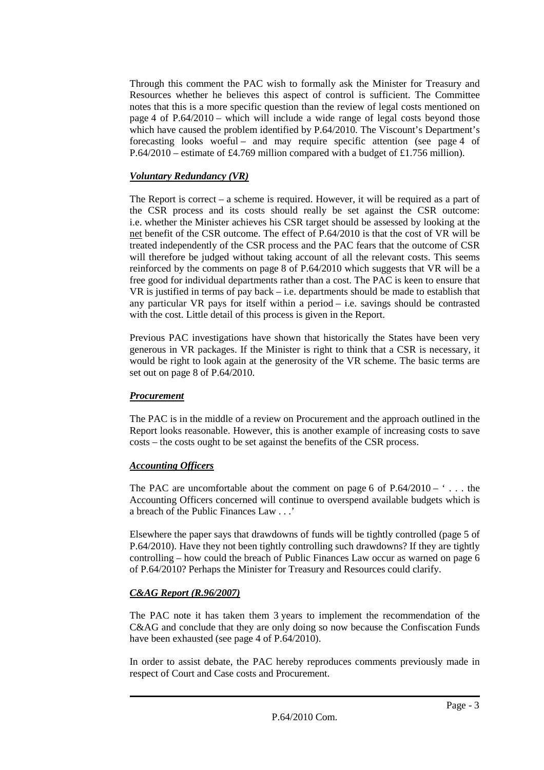Through this comment the PAC wish to formally ask the Minister for Treasury and Resources whether he believes this aspect of control is sufficient. The Committee notes that this is a more specific question than the review of legal costs mentioned on page 4 of P.64/2010 – which will include a wide range of legal costs beyond those which have caused the problem identified by P.64/2010. The Viscount's Department's forecasting looks woeful – and may require specific attention (see page 4 of P.64/2010 – estimate of £4.769 million compared with a budget of £1.756 million).

***Voluntary Redundancy (VR)***

The Report is correct – a scheme is required. However, it will be required as a part of the CSR process and its costs should really be set against the CSR outcome: i.e. whether the Minister achieves his CSR target should be assessed by looking at the net benefit of the CSR outcome. The effect of P.64/2010 is that the cost of VR will be treated independently of the CSR process and the PAC fears that the outcome of CSR will therefore be judged without taking account of all the relevant costs. This seems reinforced by the comments on page 8 of P.64/2010 which suggests that VR will be a free good for individual departments rather than a cost. The PAC is keen to ensure that VR is justified in terms of pay back – i.e. departments should be made to establish that any particular VR pays for itself within a period – i.e. savings should be contrasted with the cost. Little detail of this process is given in the Report.

Previous PAC investigations have shown that historically the States have been very generous in VR packages. If the Minister is right to think that a CSR is necessary, it would be right to look again at the generosity of the VR scheme. The basic terms are set out on page 8 of P.64/2010.

***Procurement***

The PAC is in the middle of a review on Procurement and the approach outlined in the Report looks reasonable. However, this is another example of increasing costs to save costs – the costs ought to be set against the benefits of the CSR process.

***Accounting Officers***

The PAC are uncomfortable about the comment on page 6 of P.64/2010 – ' . . . the Accounting Officers concerned will continue to overspend available budgets which is a breach of the Public Finances Law . . .'

Elsewhere the paper says that drawdowns of funds will be tightly controlled (page 5 of P.64/2010). Have they not been tightly controlling such drawdowns? If they are tightly controlling – how could the breach of Public Finances Law occur as warned on page 6 of P.64/2010? Perhaps the Minister for Treasury and Resources could clarify.

***C&AG Report (R.96/2007)***

The PAC note it has taken them 3 years to implement the recommendation of the C&AG and conclude that they are only doing so now because the Confiscation Funds have been exhausted (see page 4 of P.64/2010).

In order to assist debate, the PAC hereby reproduces comments previously made in respect of Court and Case costs and Procurement.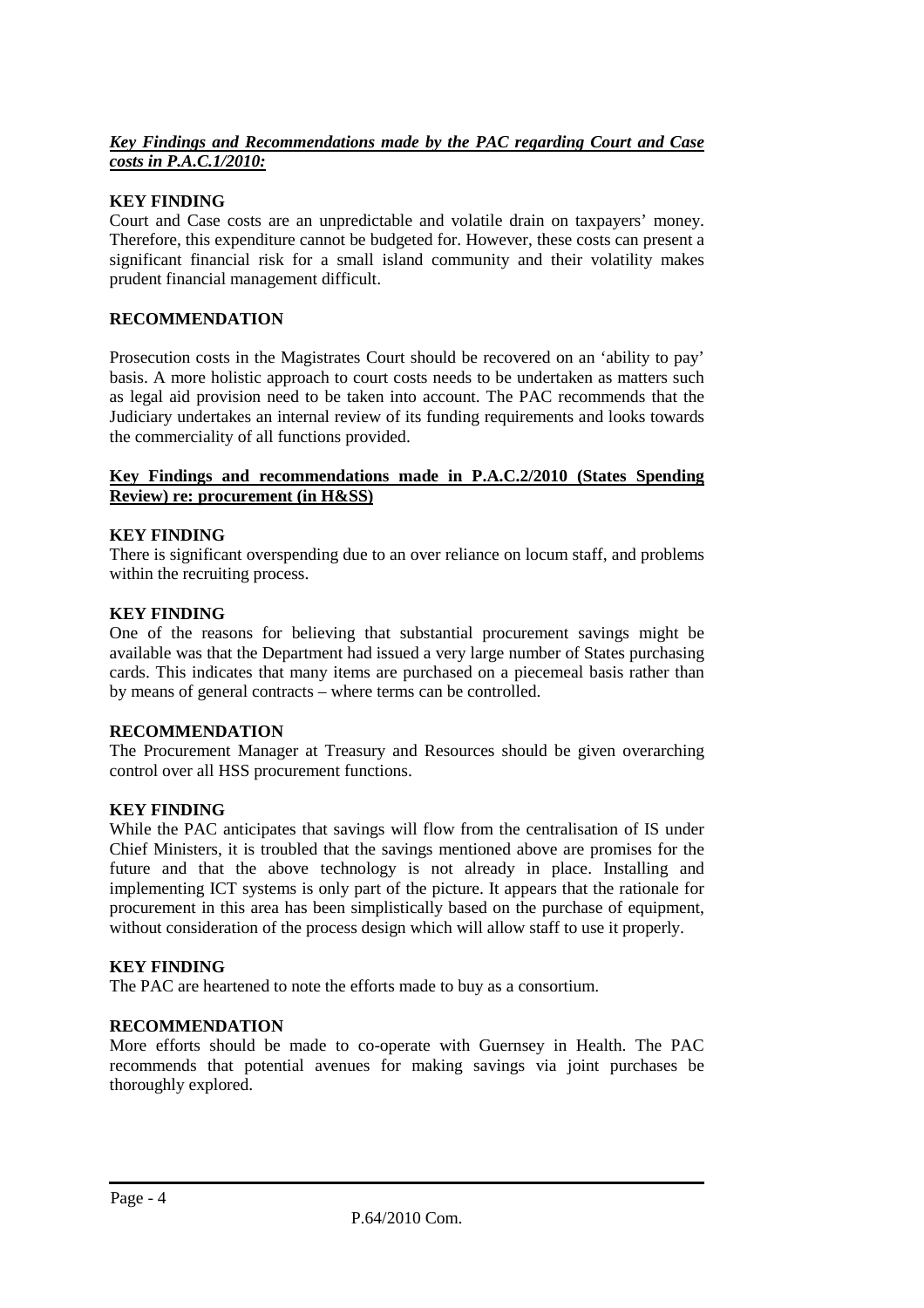***Key Findings and Recommendations made by the PAC regarding Court and Case costs in P.A.C.1/2010:***

**KEY FINDING**

Court and Case costs are an unpredictable and volatile drain on taxpayers' money. Therefore, this expenditure cannot be budgeted for. However, these costs can present a significant financial risk for a small island community and their volatility makes prudent financial management difficult.

**RECOMMENDATION**

Prosecution costs in the Magistrates Court should be recovered on an 'ability to pay' basis. A more holistic approach to court costs needs to be undertaken as matters such as legal aid provision need to be taken into account. The PAC recommends that the Judiciary undertakes an internal review of its funding requirements and looks towards the commerciality of all functions provided.

**Key Findings and recommendations made in P.A.C.2/2010 (States Spending Review) re: procurement (in H&SS)**

**KEY FINDING**

There is significant overspending due to an over reliance on locum staff, and problems within the recruiting process.

**KEY FINDING**

One of the reasons for believing that substantial procurement savings might be available was that the Department had issued a very large number of States purchasing cards. This indicates that many items are purchased on a piecemeal basis rather than by means of general contracts – where terms can be controlled.

**RECOMMENDATION**

The Procurement Manager at Treasury and Resources should be given overarching control over all HSS procurement functions.

**KEY FINDING**

While the PAC anticipates that savings will flow from the centralisation of IS under Chief Ministers, it is troubled that the savings mentioned above are promises for the future and that the above technology is not already in place. Installing and implementing ICT systems is only part of the picture. It appears that the rationale for procurement in this area has been simplistically based on the purchase of equipment, without consideration of the process design which will allow staff to use it properly.

**KEY FINDING**

The PAC are heartened to note the efforts made to buy as a consortium.

**RECOMMENDATION**

More efforts should be made to co-operate with Guernsey in Health. The PAC recommends that potential avenues for making savings via joint purchases be thoroughly explored.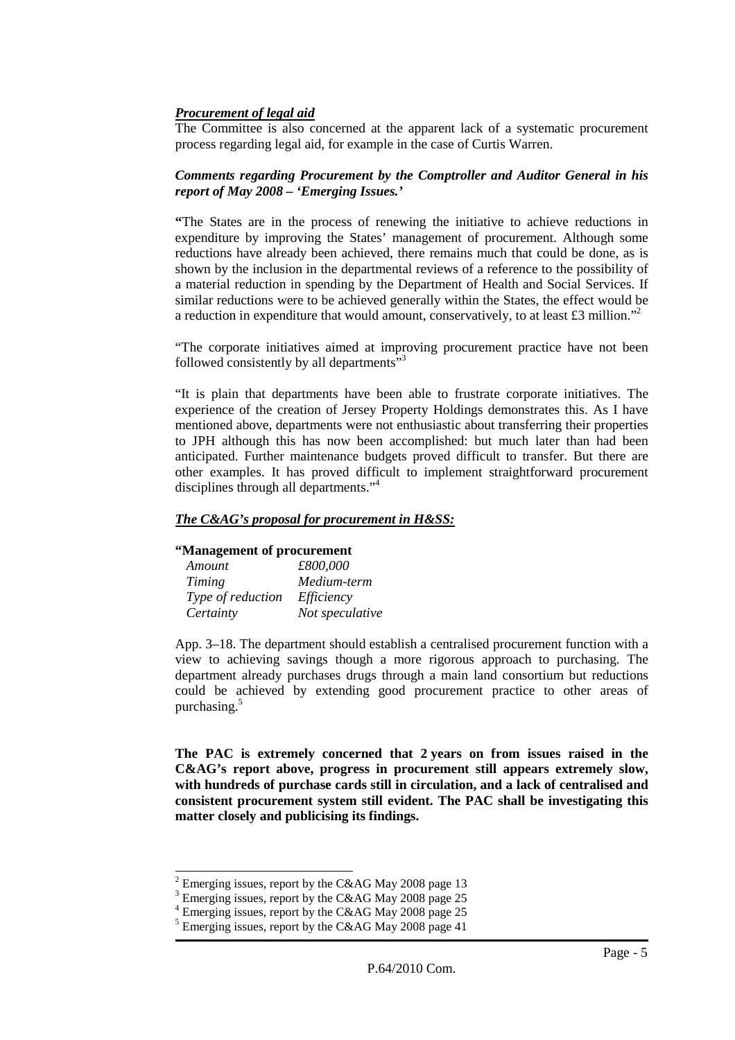***Procurement of legal aid***

The Committee is also concerned at the apparent lack of a systematic procurement process regarding legal aid, for example in the case of Curtis Warren.

***Comments regarding Procurement by the Comptroller and Auditor General in his report of May 2008 – 'Emerging Issues.'***

**"**The States are in the process of renewing the initiative to achieve reductions in expenditure by improving the States' management of procurement. Although some reductions have already been achieved, there remains much that could be done, as is shown by the inclusion in the departmental reviews of a reference to the possibility of a material reduction in spending by the Department of Health and Social Services. If similar reductions were to be achieved generally within the States, the effect would be a reduction in expenditure that would amount, conservatively, to at least £3 million."[2]

"The corporate initiatives aimed at improving procurement practice have not been followed consistently by all departments"[3]

"It is plain that departments have been able to frustrate corporate initiatives. The experience of the creation of Jersey Property Holdings demonstrates this. As I have mentioned above, departments were not enthusiastic about transferring their properties to JPH although this has now been accomplished: but much later than had been anticipated. Further maintenance budgets proved difficult to transfer. But there are other examples. It has proved difficult to implement straightforward procurement disciplines through all departments."[4]

***The C&AG's proposal for procurement in H&SS:***

**"Management of procurement**

| | |
|---|---|
| *Amount* | *£800,000* |
| *Timing* | *Medium-term* |
| *Type of reduction* | *Efficiency* |
| *Certainty* | *Not speculative* |

App. 3–18. The department should establish a centralised procurement function with a view to achieving savings though a more rigorous approach to purchasing. The department already purchases drugs through a main land consortium but reductions could be achieved by extending good procurement practice to other areas of purchasing.[5]

**The PAC is extremely concerned that 2 years on from issues raised in the C&AG's report above, progress in procurement still appears extremely slow, with hundreds of purchase cards still in circulation, and a lack of centralised and consistent procurement system still evident. The PAC shall be investigating this matter closely and publicising its findings.**

---

[2] Emerging issues, report by the C&AG May 2008 page 13
[3] Emerging issues, report by the C&AG May 2008 page 25
[4] Emerging issues, report by the C&AG May 2008 page 25
[5] Emerging issues, report by the C&AG May 2008 page 41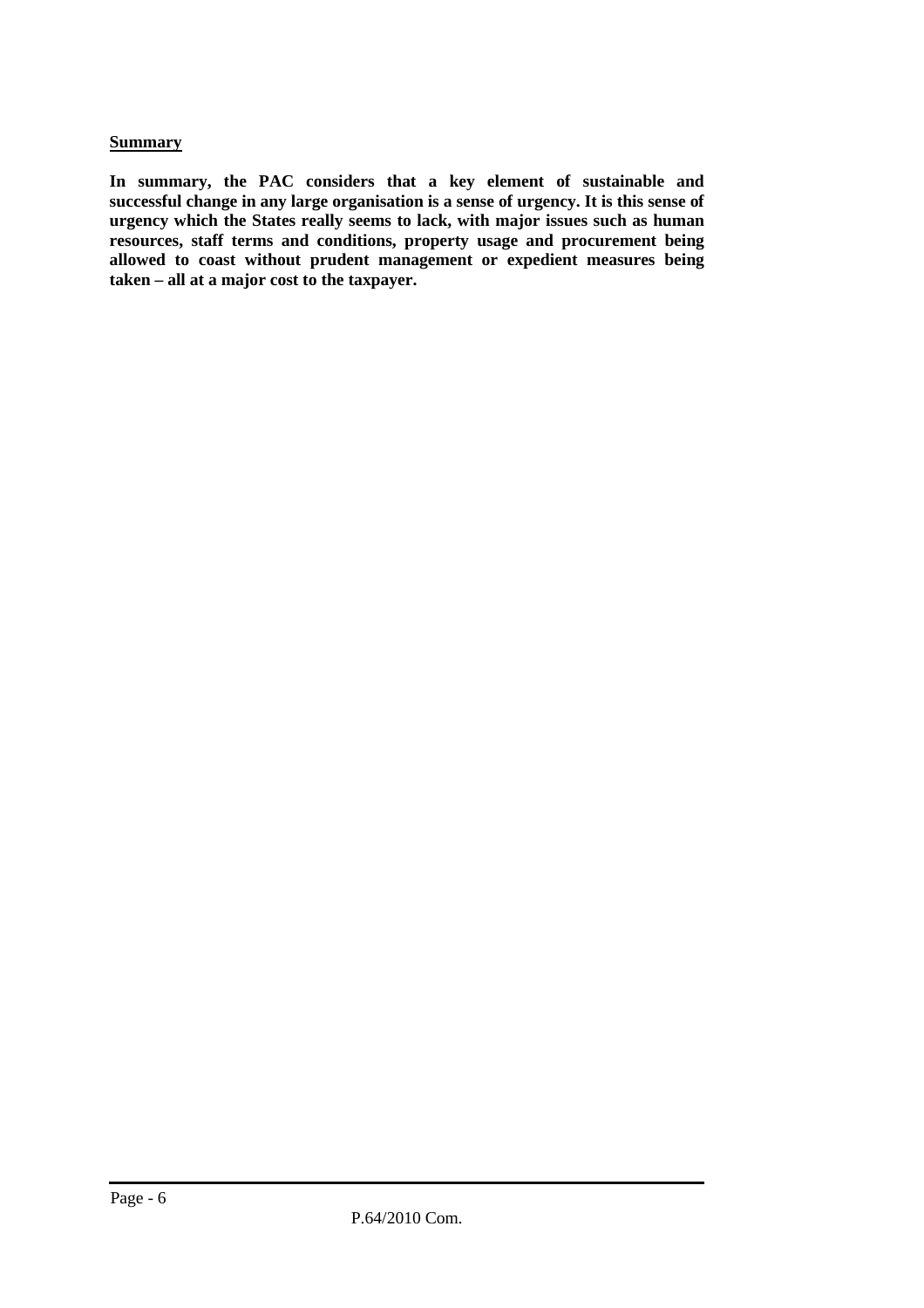**<u>Summary</u>**

**In summary, the PAC considers that a key element of sustainable and successful change in any large organisation is a sense of urgency. It is this sense of urgency which the States really seems to lack, with major issues such as human resources, staff terms and conditions, property usage and procurement being allowed to coast without prudent management or expedient measures being taken – all at a major cost to the taxpayer.**